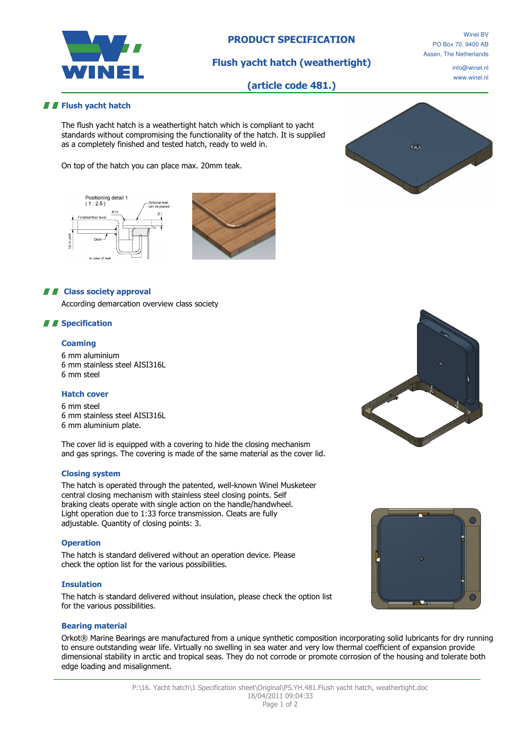# PRODUCT SPECIFICATION

## Flush yacht hatch (weathertight)

## (article code 481.)

Winel BV
PO Box 70, 9400 AB
Assen, The Netherlands

info@winel.nl
www.winel.nl

## Flush yacht hatch

The flush yacht hatch is a weathertight hatch which is compliant to yacht standards without compromising the functionality of the hatch. It is supplied as a completely finished and tested hatch, ready to weld in.

On top of the hatch you can place max. 20mm teak.

Positioning detail 1
( 1 : 2.5 )

## Class society approval

According demarcation overview class society

## Specification

### Coaming

6 mm aluminium
6 mm stainless steel AISI316L
6 mm steel

### Hatch cover

6 mm steel
6 mm stainless steel AISI316L
6 mm aluminium plate.

The cover lid is equipped with a covering to hide the closing mechanism and gas springs. The covering is made of the same material as the cover lid.

### Closing system

The hatch is operated through the patented, well-known Winel Musketeer central closing mechanism with stainless steel closing points. Self braking cleats operate with single action on the handle/handwheel. Light operation due to 1:33 force transmission. Cleats are fully adjustable. Quantity of closing points: 3.

### Operation

The hatch is standard delivered without an operation device. Please check the option list for the various possibilities.

### Insulation

The hatch is standard delivered without insulation, please check the option list for the various possibilities.

### Bearing material

Orkot® Marine Bearings are manufactured from a unique synthetic composition incorporating solid lubricants for dry running to ensure outstanding wear life. Virtually no swelling in sea water and very low thermal coefficient of expansion provide dimensional stability in arctic and tropical seas. They do not corrode or promote corrosion of the housing and tolerate both edge loading and misalignment.

P:\16. Yacht hatch\1 Specification sheet\Original\PS.YH.481.Flush yacht hatch, weathertight.doc
18/04/2011 09:04:33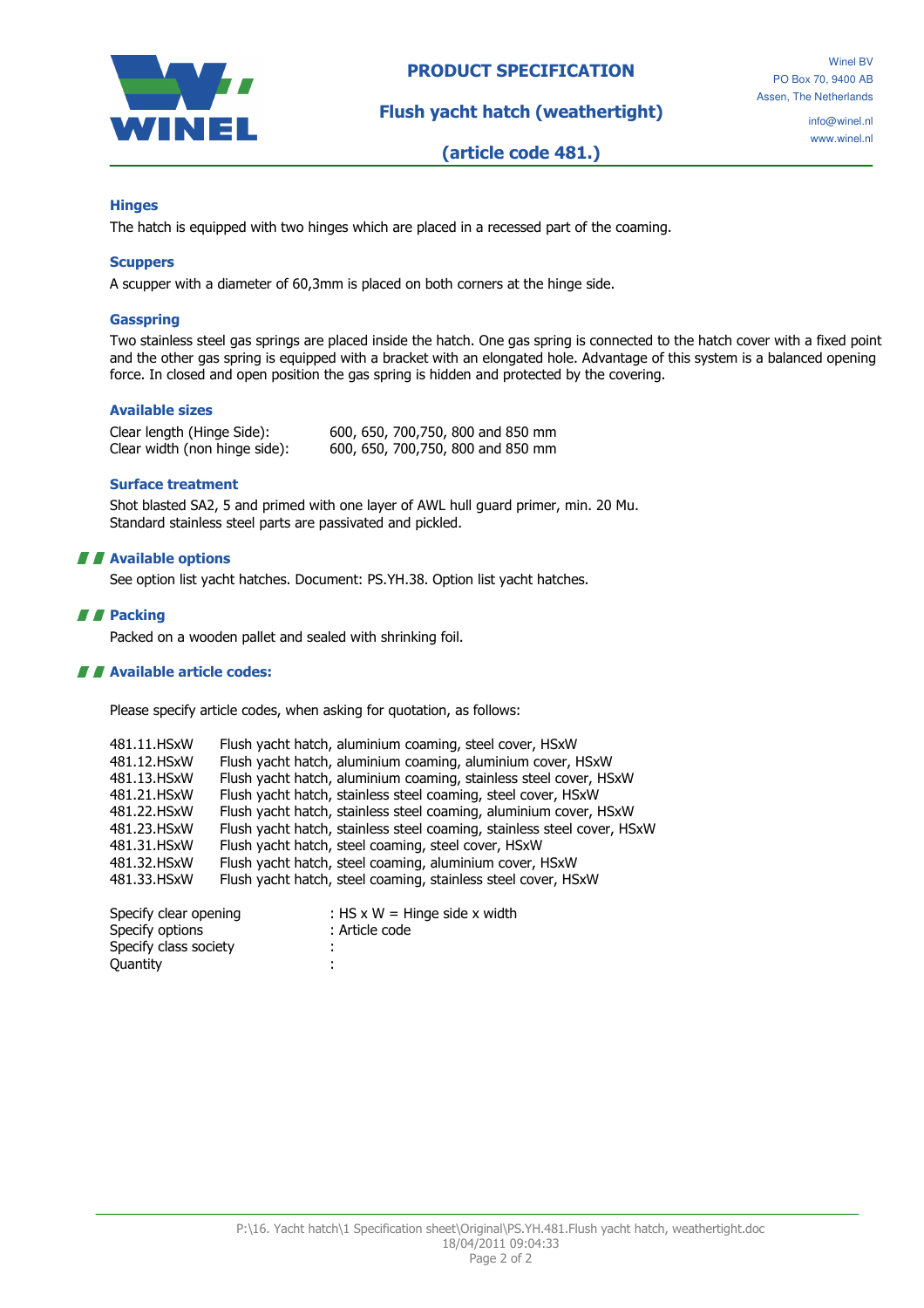# PRODUCT SPECIFICATION

## Flush yacht hatch (weathertight)

## (article code 481.)

Winel BV
PO Box 70, 9400 AB
Assen, The Netherlands

info@winel.nl
www.winel.nl

### Hinges

The hatch is equipped with two hinges which are placed in a recessed part of the coaming.

### Scuppers

A scupper with a diameter of 60,3mm is placed on both corners at the hinge side.

### Gasspring

Two stainless steel gas springs are placed inside the hatch. One gas spring is connected to the hatch cover with a fixed point and the other gas spring is equipped with a bracket with an elongated hole. Advantage of this system is a balanced opening force. In closed and open position the gas spring is hidden and protected by the covering.

### Available sizes

| | |
|---|---|
| Clear length (Hinge Side): | 600, 650, 700,750, 800 and 850 mm |
| Clear width (non hinge side): | 600, 650, 700,750, 800 and 850 mm |

### Surface treatment

Shot blasted SA2, 5 and primed with one layer of AWL hull guard primer, min. 20 Mu.
Standard stainless steel parts are passivated and pickled.

### Available options

See option list yacht hatches. Document: PS.YH.38. Option list yacht hatches.

### Packing

Packed on a wooden pallet and sealed with shrinking foil.

### Available article codes:

Please specify article codes, when asking for quotation, as follows:

| | |
|---|---|
| 481.11.HSxW | Flush yacht hatch, aluminium coaming, steel cover, HSxW |
| 481.12.HSxW | Flush yacht hatch, aluminium coaming, aluminium cover, HSxW |
| 481.13.HSxW | Flush yacht hatch, aluminium coaming, stainless steel cover, HSxW |
| 481.21.HSxW | Flush yacht hatch, stainless steel coaming, steel cover, HSxW |
| 481.22.HSxW | Flush yacht hatch, stainless steel coaming, aluminium cover, HSxW |
| 481.23.HSxW | Flush yacht hatch, stainless steel coaming, stainless steel cover, HSxW |
| 481.31.HSxW | Flush yacht hatch, steel coaming, steel cover, HSxW |
| 481.32.HSxW | Flush yacht hatch, steel coaming, aluminium cover, HSxW |
| 481.33.HSxW | Flush yacht hatch, steel coaming, stainless steel cover, HSxW |

| | |
|---|---|
| Specify clear opening | : HS x W = Hinge side x width |
| Specify options | : Article code |
| Specify class society | : |
| Quantity | : |

P:\16. Yacht hatch\1 Specification sheet\Original\PS.YH.481.Flush yacht hatch, weathertight.doc
18/04/2011 09:04:33